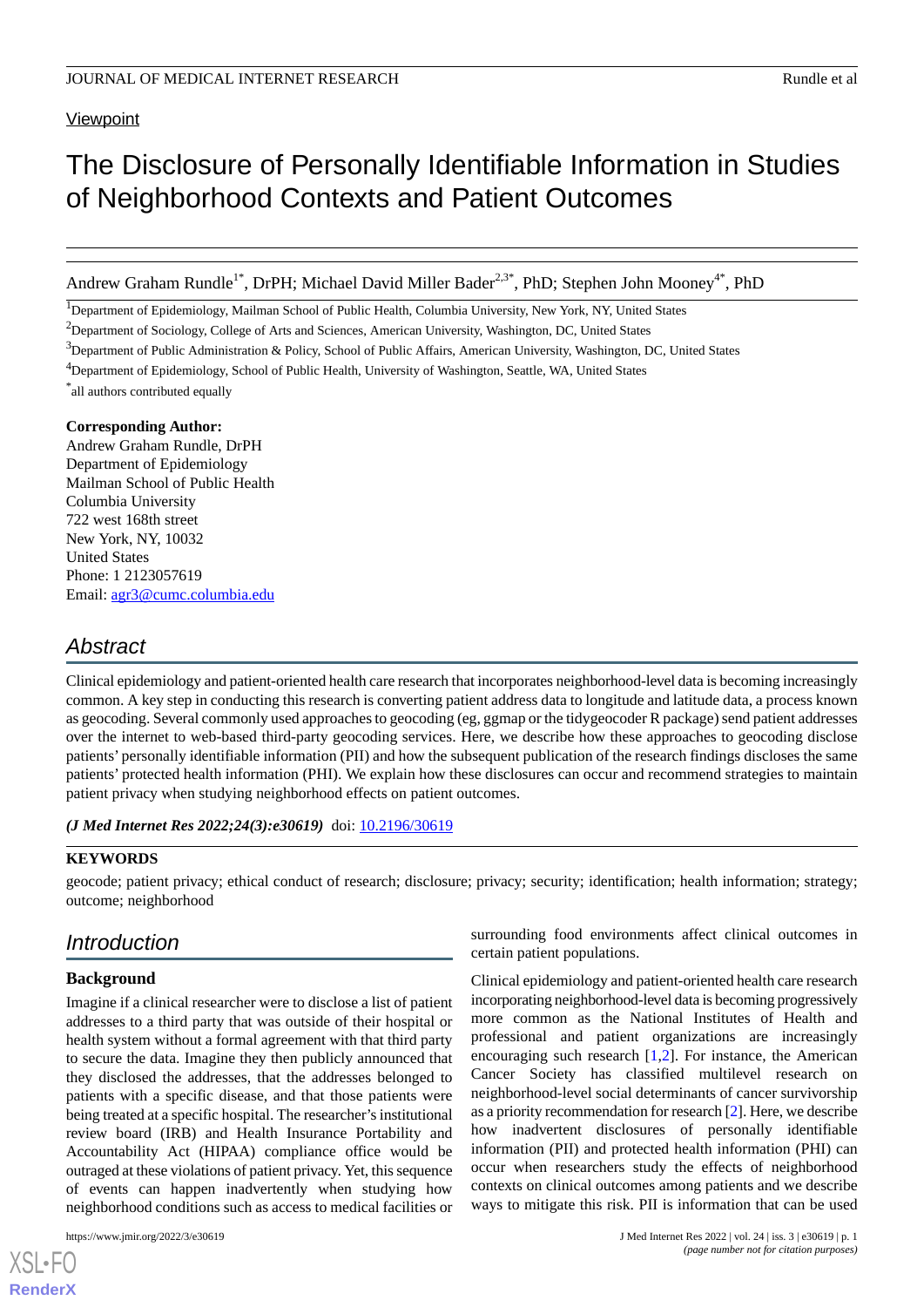Viewpoint

# The Disclosure of Personally Identifiable Information in Studies of Neighborhood Contexts and Patient Outcomes

Andrew Graham Rundle[1*], DrPH; Michael David Miller Bader[2,3*], PhD; Stephen John Mooney[4*], PhD

[1]Department of Epidemiology, Mailman School of Public Health, Columbia University, New York, NY, United States

[2]Department of Sociology, College of Arts and Sciences, American University, Washington, DC, United States

[3]Department of Public Administration & Policy, School of Public Affairs, American University, Washington, DC, United States

[4]Department of Epidemiology, School of Public Health, University of Washington, Seattle, WA, United States

[*]all authors contributed equally

**Corresponding Author:**
Andrew Graham Rundle, DrPH
Department of Epidemiology
Mailman School of Public Health
Columbia University
722 west 168th street
New York, NY, 10032
United States
Phone: 1 2123057619
Email: agr3@cumc.columbia.edu

## Abstract

Clinical epidemiology and patient-oriented health care research that incorporates neighborhood-level data is becoming increasingly common. A key step in conducting this research is converting patient address data to longitude and latitude data, a process known as geocoding. Several commonly used approaches to geocoding (eg, ggmap or the tidygeocoder R package) send patient addresses over the internet to web-based third-party geocoding services. Here, we describe how these approaches to geocoding disclose patients' personally identifiable information (PII) and how the subsequent publication of the research findings discloses the same patients' protected health information (PHI). We explain how these disclosures can occur and recommend strategies to maintain patient privacy when studying neighborhood effects on patient outcomes.

***(J Med Internet Res 2022;24(3):e30619)*** doi: 10.2196/30619

**KEYWORDS**

geocode; patient privacy; ethical conduct of research; disclosure; privacy; security; identification; health information; strategy; outcome; neighborhood

## Introduction

### Background

Imagine if a clinical researcher were to disclose a list of patient addresses to a third party that was outside of their hospital or health system without a formal agreement with that third party to secure the data. Imagine they then publicly announced that they disclosed the addresses, that the addresses belonged to patients with a specific disease, and that those patients were being treated at a specific hospital. The researcher's institutional review board (IRB) and Health Insurance Portability and Accountability Act (HIPAA) compliance office would be outraged at these violations of patient privacy. Yet, this sequence of events can happen inadvertently when studying how neighborhood conditions such as access to medical facilities or surrounding food environments affect clinical outcomes in certain patient populations.

Clinical epidemiology and patient-oriented health care research incorporating neighborhood-level data is becoming progressively more common as the National Institutes of Health and professional and patient organizations are increasingly encouraging such research [1,2]. For instance, the American Cancer Society has classified multilevel research on neighborhood-level social determinants of cancer survivorship as a priority recommendation for research [2]. Here, we describe how inadvertent disclosures of personally identifiable information (PII) and protected health information (PHI) can occur when researchers study the effects of neighborhood contexts on clinical outcomes among patients and we describe ways to mitigate this risk. PII is information that can be used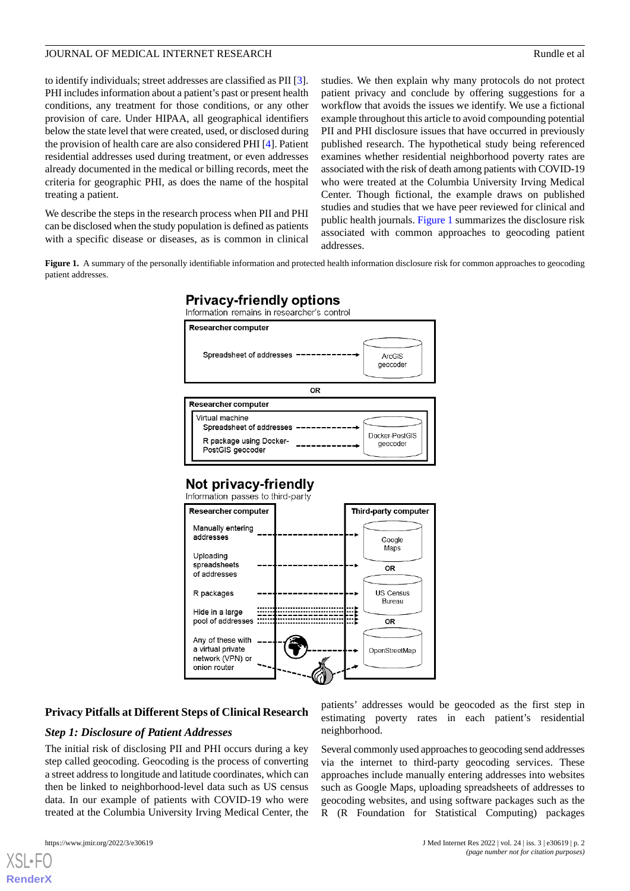to identify individuals; street addresses are classified as PII [3]. PHI includes information about a patient's past or present health conditions, any treatment for those conditions, or any other provision of care. Under HIPAA, all geographical identifiers below the state level that were created, used, or disclosed during the provision of health care are also considered PHI [4]. Patient residential addresses used during treatment, or even addresses already documented in the medical or billing records, meet the criteria for geographic PHI, as does the name of the hospital treating a patient.

We describe the steps in the research process when PII and PHI can be disclosed when the study population is defined as patients with a specific disease or diseases, as is common in clinical studies. We then explain why many protocols do not protect patient privacy and conclude by offering suggestions for a workflow that avoids the issues we identify. We use a fictional example throughout this article to avoid compounding potential PII and PHI disclosure issues that have occurred in previously published research. The hypothetical study being referenced examines whether residential neighborhood poverty rates are associated with the risk of death among patients with COVID-19 who were treated at the Columbia University Irving Medical Center. Though fictional, the example draws on published studies and studies that we have peer reviewed for clinical and public health journals. Figure 1 summarizes the disclosure risk associated with common approaches to geocoding patient addresses.

**Figure 1.** A summary of the personally identifiable information and protected health information disclosure risk for common approaches to geocoding patient addresses.

**Privacy-friendly options**
Information remains in researcher's control

- Researcher computer: Spreadsheet of addresses → ArcGIS geocoder
- OR
- Researcher computer: Virtual machine — Spreadsheet of addresses; R package using Docker-PostGIS geocoder → Docker-PostGIS geocoder

**Not privacy-friendly**
Information passes to third-party

- Researcher computer: Manually entering addresses; Uploading spreadsheets of addresses; R packages; Hide in a large pool of addresses; Any of these with a virtual private network (VPN) or onion router
- Third-party computer: Google Maps OR US Census Bureau OR OpenStreetMap

## Privacy Pitfalls at Different Steps of Clinical Research

### *Step 1: Disclosure of Patient Addresses*

The initial risk of disclosing PII and PHI occurs during a key step called geocoding. Geocoding is the process of converting a street address to longitude and latitude coordinates, which can then be linked to neighborhood-level data such as US census data. In our example of patients with COVID-19 who were treated at the Columbia University Irving Medical Center, the patients' addresses would be geocoded as the first step in estimating poverty rates in each patient's residential neighborhood.

Several commonly used approaches to geocoding send addresses via the internet to third-party geocoding services. These approaches include manually entering addresses into websites such as Google Maps, uploading spreadsheets of addresses to geocoding websites, and using software packages such as the R (R Foundation for Statistical Computing) packages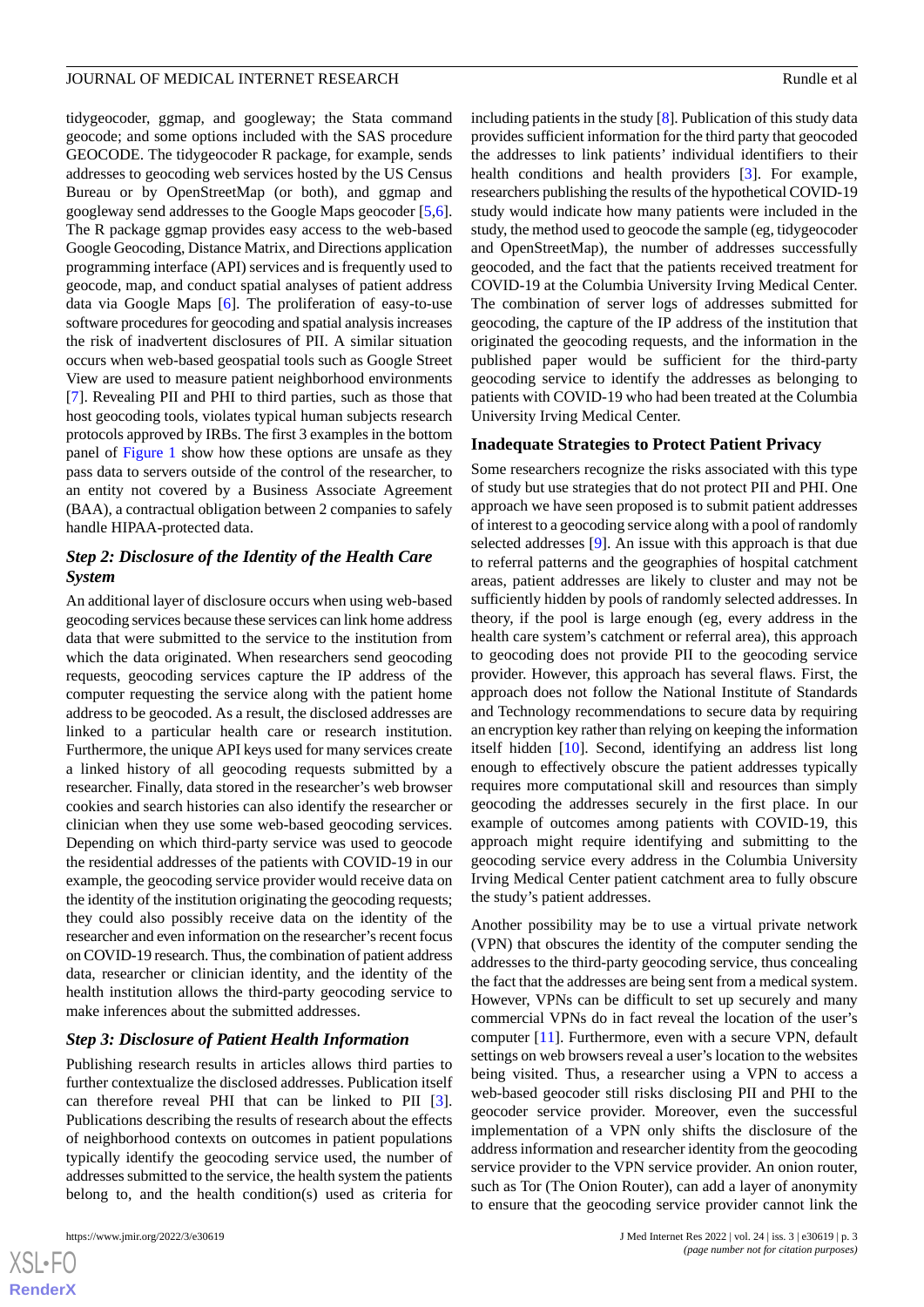tidygeocoder, ggmap, and googleway; the Stata command geocode; and some options included with the SAS procedure GEOCODE. The tidygeocoder R package, for example, sends addresses to geocoding web services hosted by the US Census Bureau or by OpenStreetMap (or both), and ggmap and googleway send addresses to the Google Maps geocoder [5,6]. The R package ggmap provides easy access to the web-based Google Geocoding, Distance Matrix, and Directions application programming interface (API) services and is frequently used to geocode, map, and conduct spatial analyses of patient address data via Google Maps [6]. The proliferation of easy-to-use software procedures for geocoding and spatial analysis increases the risk of inadvertent disclosures of PII. A similar situation occurs when web-based geospatial tools such as Google Street View are used to measure patient neighborhood environments [7]. Revealing PII and PHI to third parties, such as those that host geocoding tools, violates typical human subjects research protocols approved by IRBs. The first 3 examples in the bottom panel of Figure 1 show how these options are unsafe as they pass data to servers outside of the control of the researcher, to an entity not covered by a Business Associate Agreement (BAA), a contractual obligation between 2 companies to safely handle HIPAA-protected data.

### *Step 2: Disclosure of the Identity of the Health Care System*

An additional layer of disclosure occurs when using web-based geocoding services because these services can link home address data that were submitted to the service to the institution from which the data originated. When researchers send geocoding requests, geocoding services capture the IP address of the computer requesting the service along with the patient home address to be geocoded. As a result, the disclosed addresses are linked to a particular health care or research institution. Furthermore, the unique API keys used for many services create a linked history of all geocoding requests submitted by a researcher. Finally, data stored in the researcher's web browser cookies and search histories can also identify the researcher or clinician when they use some web-based geocoding services. Depending on which third-party service was used to geocode the residential addresses of the patients with COVID-19 in our example, the geocoding service provider would receive data on the identity of the institution originating the geocoding requests; they could also possibly receive data on the identity of the researcher and even information on the researcher's recent focus on COVID-19 research. Thus, the combination of patient address data, researcher or clinician identity, and the identity of the health institution allows the third-party geocoding service to make inferences about the submitted addresses.

### *Step 3: Disclosure of Patient Health Information*

Publishing research results in articles allows third parties to further contextualize the disclosed addresses. Publication itself can therefore reveal PHI that can be linked to PII [3]. Publications describing the results of research about the effects of neighborhood contexts on outcomes in patient populations typically identify the geocoding service used, the number of addresses submitted to the service, the health system the patients belong to, and the health condition(s) used as criteria for including patients in the study [8]. Publication of this study data provides sufficient information for the third party that geocoded the addresses to link patients' individual identifiers to their health conditions and health providers [3]. For example, researchers publishing the results of the hypothetical COVID-19 study would indicate how many patients were included in the study, the method used to geocode the sample (eg, tidygeocoder and OpenStreetMap), the number of addresses successfully geocoded, and the fact that the patients received treatment for COVID-19 at the Columbia University Irving Medical Center. The combination of server logs of addresses submitted for geocoding, the capture of the IP address of the institution that originated the geocoding requests, and the information in the published paper would be sufficient for the third-party geocoding service to identify the addresses as belonging to patients with COVID-19 who had been treated at the Columbia University Irving Medical Center.

## Inadequate Strategies to Protect Patient Privacy

Some researchers recognize the risks associated with this type of study but use strategies that do not protect PII and PHI. One approach we have seen proposed is to submit patient addresses of interest to a geocoding service along with a pool of randomly selected addresses [9]. An issue with this approach is that due to referral patterns and the geographies of hospital catchment areas, patient addresses are likely to cluster and may not be sufficiently hidden by pools of randomly selected addresses. In theory, if the pool is large enough (eg, every address in the health care system's catchment or referral area), this approach to geocoding does not provide PII to the geocoding service provider. However, this approach has several flaws. First, the approach does not follow the National Institute of Standards and Technology recommendations to secure data by requiring an encryption key rather than relying on keeping the information itself hidden [10]. Second, identifying an address list long enough to effectively obscure the patient addresses typically requires more computational skill and resources than simply geocoding the addresses securely in the first place. In our example of outcomes among patients with COVID-19, this approach might require identifying and submitting to the geocoding service every address in the Columbia University Irving Medical Center patient catchment area to fully obscure the study's patient addresses.

Another possibility may be to use a virtual private network (VPN) that obscures the identity of the computer sending the addresses to the third-party geocoding service, thus concealing the fact that the addresses are being sent from a medical system. However, VPNs can be difficult to set up securely and many commercial VPNs do in fact reveal the location of the user's computer [11]. Furthermore, even with a secure VPN, default settings on web browsers reveal a user's location to the websites being visited. Thus, a researcher using a VPN to access a web-based geocoder still risks disclosing PII and PHI to the geocoder service provider. Moreover, even the successful implementation of a VPN only shifts the disclosure of the address information and researcher identity from the geocoding service provider to the VPN service provider. An onion router, such as Tor (The Onion Router), can add a layer of anonymity to ensure that the geocoding service provider cannot link the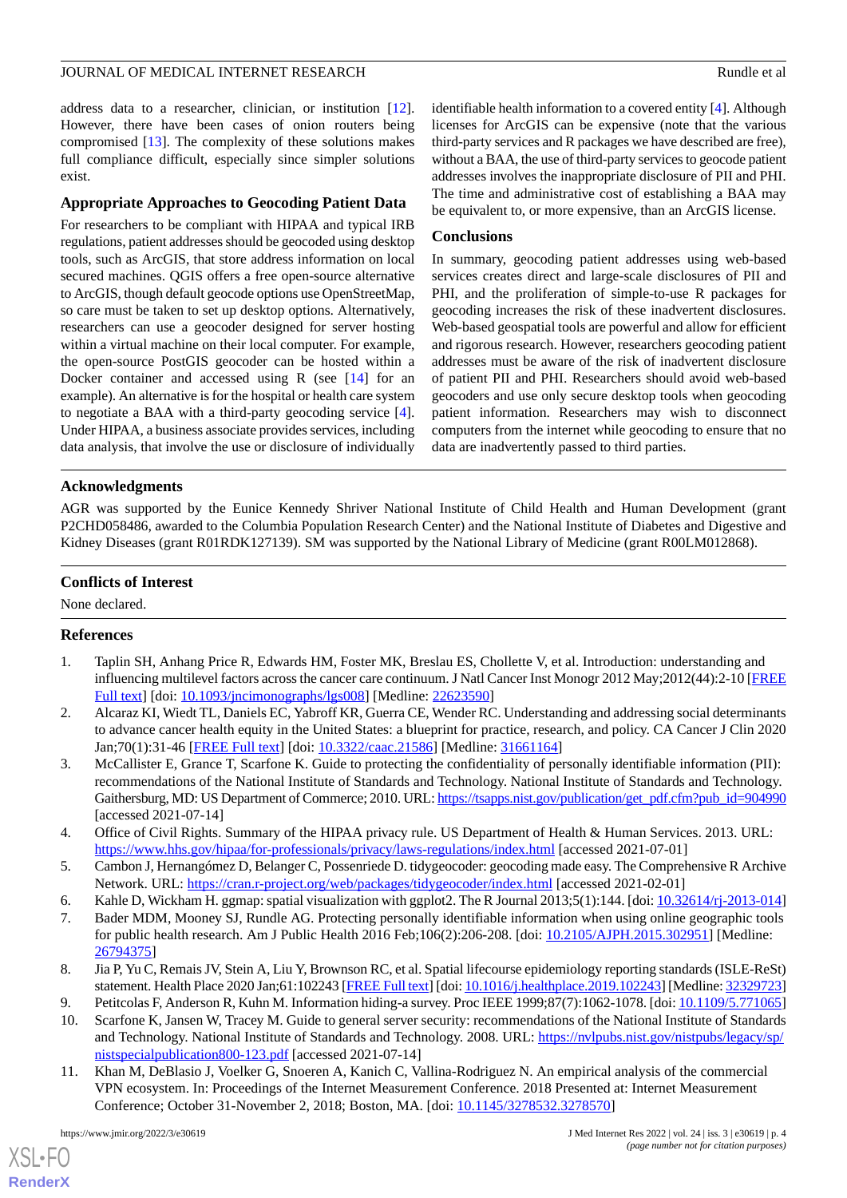address data to a researcher, clinician, or institution [12]. However, there have been cases of onion routers being compromised [13]. The complexity of these solutions makes full compliance difficult, especially since simpler solutions exist.

### Appropriate Approaches to Geocoding Patient Data

For researchers to be compliant with HIPAA and typical IRB regulations, patient addresses should be geocoded using desktop tools, such as ArcGIS, that store address information on local secured machines. QGIS offers a free open-source alternative to ArcGIS, though default geocode options use OpenStreetMap, so care must be taken to set up desktop options. Alternatively, researchers can use a geocoder designed for server hosting within a virtual machine on their local computer. For example, the open-source PostGIS geocoder can be hosted within a Docker container and accessed using R (see [14] for an example). An alternative is for the hospital or health care system to negotiate a BAA with a third-party geocoding service [4]. Under HIPAA, a business associate provides services, including data analysis, that involve the use or disclosure of individually identifiable health information to a covered entity [4]. Although licenses for ArcGIS can be expensive (note that the various third-party services and R packages we have described are free), without a BAA, the use of third-party services to geocode patient addresses involves the inappropriate disclosure of PII and PHI. The time and administrative cost of establishing a BAA may be equivalent to, or more expensive, than an ArcGIS license.

### Conclusions

In summary, geocoding patient addresses using web-based services creates direct and large-scale disclosures of PII and PHI, and the proliferation of simple-to-use R packages for geocoding increases the risk of these inadvertent disclosures. Web-based geospatial tools are powerful and allow for efficient and rigorous research. However, researchers geocoding patient addresses must be aware of the risk of inadvertent disclosure of patient PII and PHI. Researchers should avoid web-based geocoders and use only secure desktop tools when geocoding patient information. Researchers may wish to disconnect computers from the internet while geocoding to ensure that no data are inadvertently passed to third parties.

## Acknowledgments

AGR was supported by the Eunice Kennedy Shriver National Institute of Child Health and Human Development (grant P2CHD058486, awarded to the Columbia Population Research Center) and the National Institute of Diabetes and Digestive and Kidney Diseases (grant R01RDK127139). SM was supported by the National Library of Medicine (grant R00LM012868).

## Conflicts of Interest

None declared.

## References

1. Taplin SH, Anhang Price R, Edwards HM, Foster MK, Breslau ES, Chollette V, et al. Introduction: understanding and influencing multilevel factors across the cancer care continuum. J Natl Cancer Inst Monogr 2012 May;2012(44):2-10 [FREE Full text] [doi: 10.1093/jncimonographs/lgs008] [Medline: 22623590]
2. Alcaraz KI, Wiedt TL, Daniels EC, Yabroff KR, Guerra CE, Wender RC. Understanding and addressing social determinants to advance cancer health equity in the United States: a blueprint for practice, research, and policy. CA Cancer J Clin 2020 Jan;70(1):31-46 [FREE Full text] [doi: 10.3322/caac.21586] [Medline: 31661164]
3. McCallister E, Grance T, Scarfone K. Guide to protecting the confidentiality of personally identifiable information (PII): recommendations of the National Institute of Standards and Technology. National Institute of Standards and Technology. Gaithersburg, MD: US Department of Commerce; 2010. URL: https://tsapps.nist.gov/publication/get_pdf.cfm?pub_id=904990 [accessed 2021-07-14]
4. Office of Civil Rights. Summary of the HIPAA privacy rule. US Department of Health & Human Services. 2013. URL: https://www.hhs.gov/hipaa/for-professionals/privacy/laws-regulations/index.html [accessed 2021-07-01]
5. Cambon J, Hernangómez D, Belanger C, Possenriede D. tidygeocoder: geocoding made easy. The Comprehensive R Archive Network. URL: https://cran.r-project.org/web/packages/tidygeocoder/index.html [accessed 2021-02-01]
6. Kahle D, Wickham H. ggmap: spatial visualization with ggplot2. The R Journal 2013;5(1):144. [doi: 10.32614/rj-2013-014]
7. Bader MDM, Mooney SJ, Rundle AG. Protecting personally identifiable information when using online geographic tools for public health research. Am J Public Health 2016 Feb;106(2):206-208. [doi: 10.2105/AJPH.2015.302951] [Medline: 26794375]
8. Jia P, Yu C, Remais JV, Stein A, Liu Y, Brownson RC, et al. Spatial lifecourse epidemiology reporting standards (ISLE-ReSt) statement. Health Place 2020 Jan;61:102243 [FREE Full text] [doi: 10.1016/j.healthplace.2019.102243] [Medline: 32329723]
9. Petitcolas F, Anderson R, Kuhn M. Information hiding-a survey. Proc IEEE 1999;87(7):1062-1078. [doi: 10.1109/5.771065]
10. Scarfone K, Jansen W, Tracey M. Guide to general server security: recommendations of the National Institute of Standards and Technology. National Institute of Standards and Technology. 2008. URL: https://nvlpubs.nist.gov/nistpubs/legacy/sp/nistspecialpublication800-123.pdf [accessed 2021-07-14]
11. Khan M, DeBlasio J, Voelker G, Snoeren A, Kanich C, Vallina-Rodriguez N. An empirical analysis of the commercial VPN ecosystem. In: Proceedings of the Internet Measurement Conference. 2018 Presented at: Internet Measurement Conference; October 31-November 2, 2018; Boston, MA. [doi: 10.1145/3278532.3278570]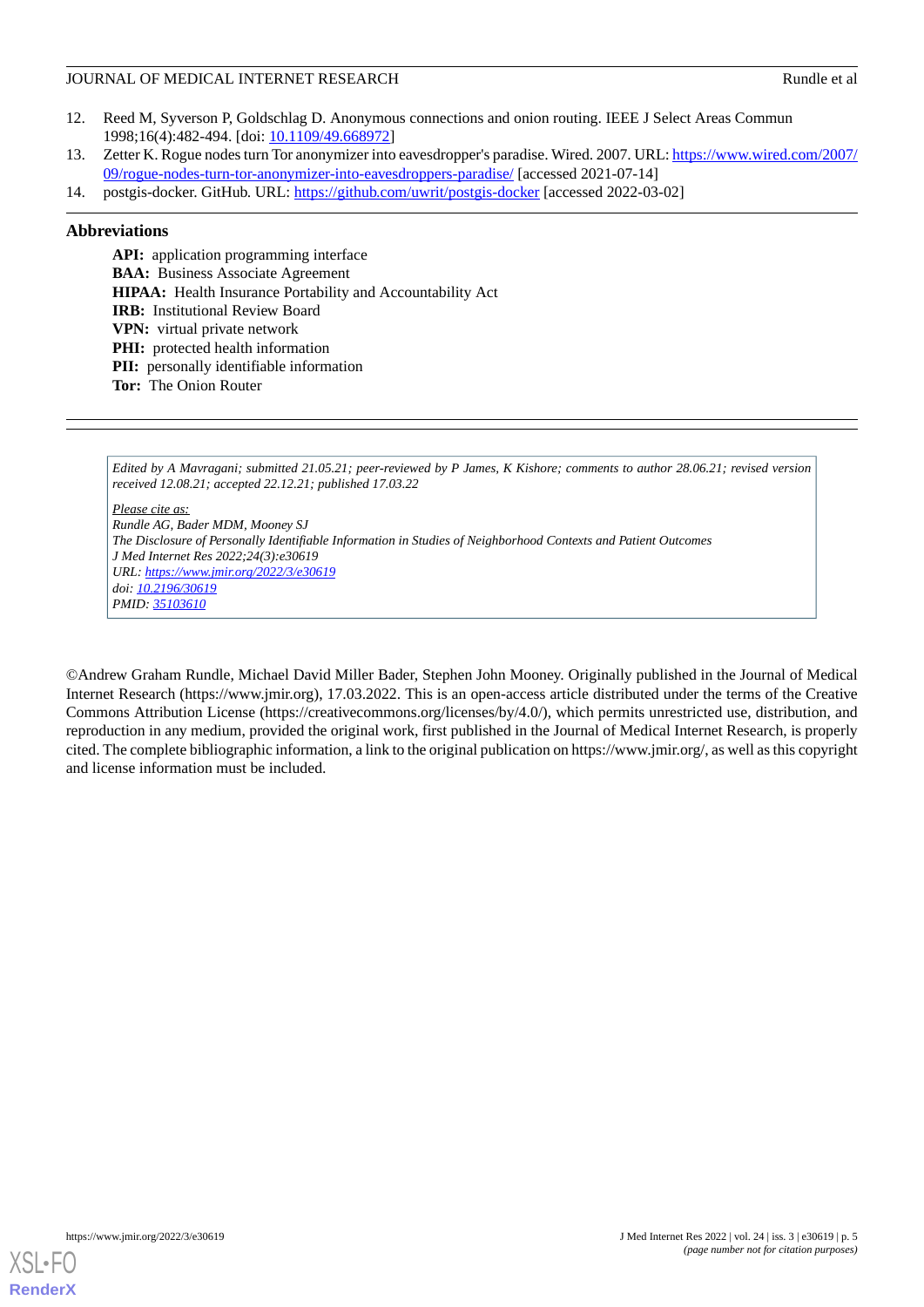12. Reed M, Syverson P, Goldschlag D. Anonymous connections and onion routing. IEEE J Select Areas Commun 1998;16(4):482-494. [doi: 10.1109/49.668972]
13. Zetter K. Rogue nodes turn Tor anonymizer into eavesdropper's paradise. Wired. 2007. URL: https://www.wired.com/2007/09/rogue-nodes-turn-tor-anonymizer-into-eavesdroppers-paradise/ [accessed 2021-07-14]
14. postgis-docker. GitHub. URL: https://github.com/uwrit/postgis-docker [accessed 2022-03-02]

## Abbreviations

**API:** application programming interface
**BAA:** Business Associate Agreement
**HIPAA:** Health Insurance Portability and Accountability Act
**IRB:** Institutional Review Board
**VPN:** virtual private network
**PHI:** protected health information
**PII:** personally identifiable information
**Tor:** The Onion Router

*Edited by A Mavragani; submitted 21.05.21; peer-reviewed by P James, K Kishore; comments to author 28.06.21; revised version received 12.08.21; accepted 22.12.21; published 17.03.22*

*Please cite as:*
*Rundle AG, Bader MDM, Mooney SJ*
*The Disclosure of Personally Identifiable Information in Studies of Neighborhood Contexts and Patient Outcomes*
*J Med Internet Res 2022;24(3):e30619*
*URL: https://www.jmir.org/2022/3/e30619*
*doi: 10.2196/30619*
*PMID: 35103610*

©Andrew Graham Rundle, Michael David Miller Bader, Stephen John Mooney. Originally published in the Journal of Medical Internet Research (https://www.jmir.org), 17.03.2022. This is an open-access article distributed under the terms of the Creative Commons Attribution License (https://creativecommons.org/licenses/by/4.0/), which permits unrestricted use, distribution, and reproduction in any medium, provided the original work, first published in the Journal of Medical Internet Research, is properly cited. The complete bibliographic information, a link to the original publication on https://www.jmir.org/, as well as this copyright and license information must be included.